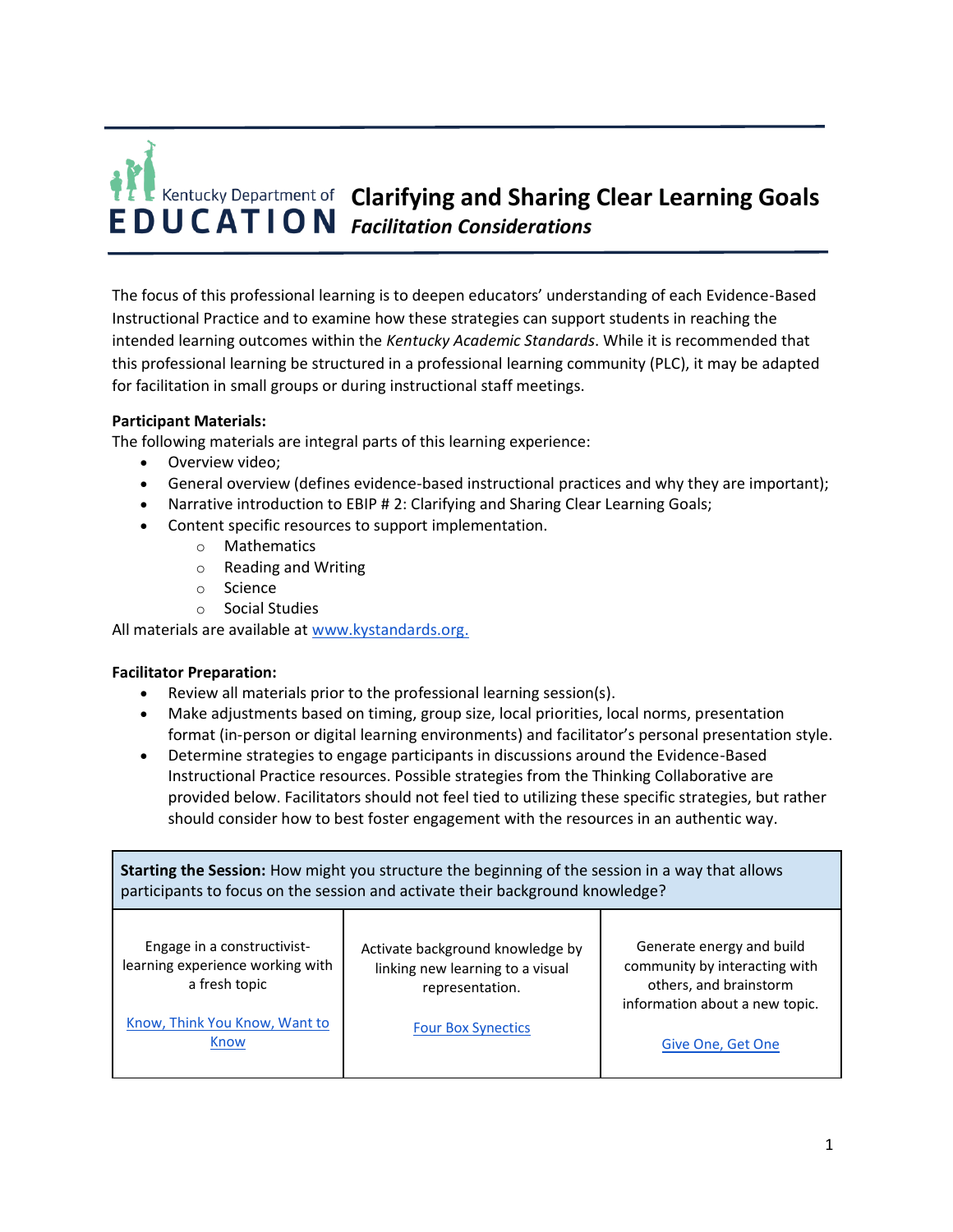# Clarifying and Sharing Clear Learning Goals

*Facilitation Considerations*

Kentucky Department of EDUCATION

The focus of this professional learning is to deepen educators' understanding of each Evidence-Based Instructional Practice and to examine how these strategies can support students in reaching the intended learning outcomes within the *Kentucky Academic Standards*. While it is recommended that this professional learning be structured in a professional learning community (PLC), it may be adapted for facilitation in small groups or during instructional staff meetings.

**Participant Materials:**

The following materials are integral parts of this learning experience:

- Overview video;
- General overview (defines evidence-based instructional practices and why they are important);
- Narrative introduction to EBIP # 2: Clarifying and Sharing Clear Learning Goals;
- Content specific resources to support implementation.
  - Mathematics
  - Reading and Writing
  - Science
  - Social Studies

All materials are available at [www.kystandards.org.](www.kystandards.org)

**Facilitator Preparation:**

- Review all materials prior to the professional learning session(s).
- Make adjustments based on timing, group size, local priorities, local norms, presentation format (in-person or digital learning environments) and facilitator's personal presentation style.
- Determine strategies to engage participants in discussions around the Evidence-Based Instructional Practice resources. Possible strategies from the Thinking Collaborative are provided below. Facilitators should not feel tied to utilizing these specific strategies, but rather should consider how to best foster engagement with the resources in an authentic way.

| **Starting the Session:** How might you structure the beginning of the session in a way that allows participants to focus on the session and activate their background knowledge? | | |
|---|---|---|
| Engage in a constructivist-learning experience working with a fresh topic<br><br>[Know, Think You Know, Want to Know]() | Activate background knowledge by linking new learning to a visual representation.<br><br>[Four Box Synectics]() | Generate energy and build community by interacting with others, and brainstorm information about a new topic.<br><br>[Give One, Get One]() |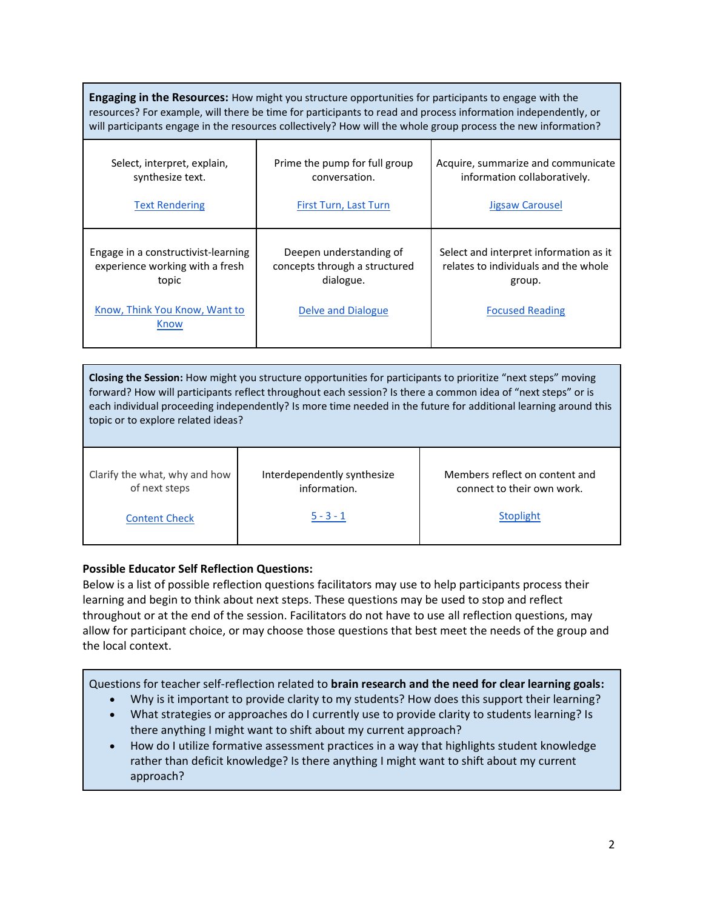| **Engaging in the Resources:** How might you structure opportunities for participants to engage with the resources? For example, will there be time for participants to read and process information independently, or will participants engage in the resources collectively? How will the whole group process the new information? | | |
|---|---|---|
| Select, interpret, explain, synthesize text.<br><br>Text Rendering | Prime the pump for full group conversation.<br><br>First Turn, Last Turn | Acquire, summarize and communicate information collaboratively.<br><br>Jigsaw Carousel |
| Engage in a constructivist-learning experience working with a fresh topic<br><br>Know, Think You Know, Want to Know | Deepen understanding of concepts through a structured dialogue.<br><br>Delve and Dialogue | Select and interpret information as it relates to individuals and the whole group.<br><br>Focused Reading |

| **Closing the Session:** How might you structure opportunities for participants to prioritize "next steps" moving forward? How will participants reflect throughout each session? Is there a common idea of "next steps" or is each individual proceeding independently? Is more time needed in the future for additional learning around this topic or to explore related ideas? | | |
|---|---|---|
| Clarify the what, why and how of next steps<br><br>Content Check | Interdependently synthesize information.<br><br>5 - 3 - 1 | Members reflect on content and connect to their own work.<br><br>Stoplight |

**Possible Educator Self Reflection Questions:**

Below is a list of possible reflection questions facilitators may use to help participants process their learning and begin to think about next steps. These questions may be used to stop and reflect throughout or at the end of the session. Facilitators do not have to use all reflection questions, may allow for participant choice, or may choose those questions that best meet the needs of the group and the local context.

Questions for teacher self-reflection related to **brain research and the need for clear learning goals:**

- Why is it important to provide clarity to my students? How does this support their learning?
- What strategies or approaches do I currently use to provide clarity to students learning? Is there anything I might want to shift about my current approach?
- How do I utilize formative assessment practices in a way that highlights student knowledge rather than deficit knowledge? Is there anything I might want to shift about my current approach?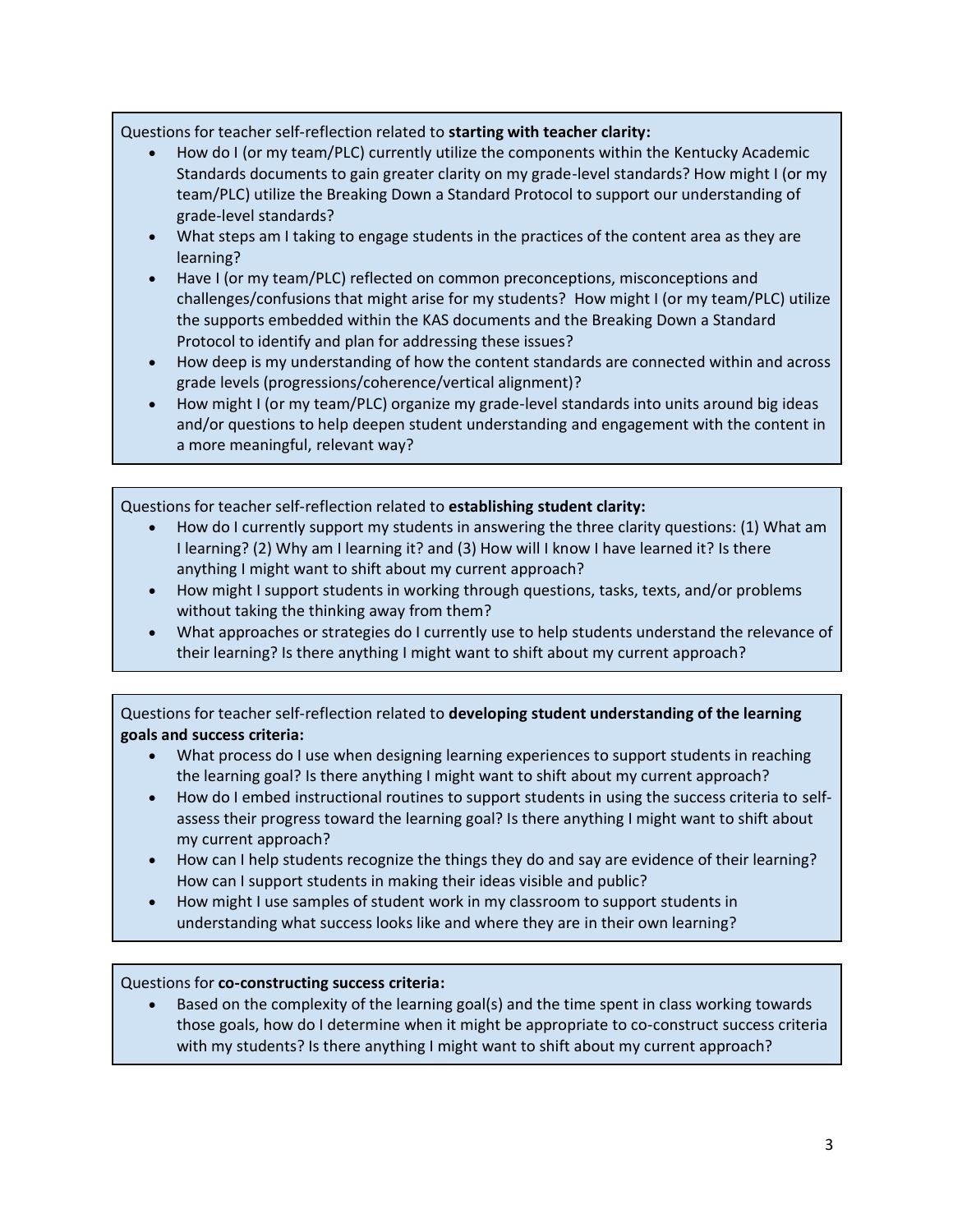Questions for teacher self-reflection related to **starting with teacher clarity:**

- How do I (or my team/PLC) currently utilize the components within the Kentucky Academic Standards documents to gain greater clarity on my grade-level standards? How might I (or my team/PLC) utilize the Breaking Down a Standard Protocol to support our understanding of grade-level standards?
- What steps am I taking to engage students in the practices of the content area as they are learning?
- Have I (or my team/PLC) reflected on common preconceptions, misconceptions and challenges/confusions that might arise for my students? How might I (or my team/PLC) utilize the supports embedded within the KAS documents and the Breaking Down a Standard Protocol to identify and plan for addressing these issues?
- How deep is my understanding of how the content standards are connected within and across grade levels (progressions/coherence/vertical alignment)?
- How might I (or my team/PLC) organize my grade-level standards into units around big ideas and/or questions to help deepen student understanding and engagement with the content in a more meaningful, relevant way?

Questions for teacher self-reflection related to **establishing student clarity:**

- How do I currently support my students in answering the three clarity questions: (1) What am I learning? (2) Why am I learning it? and (3) How will I know I have learned it? Is there anything I might want to shift about my current approach?
- How might I support students in working through questions, tasks, texts, and/or problems without taking the thinking away from them?
- What approaches or strategies do I currently use to help students understand the relevance of their learning? Is there anything I might want to shift about my current approach?

Questions for teacher self-reflection related to **developing student understanding of the learning goals and success criteria:**

- What process do I use when designing learning experiences to support students in reaching the learning goal? Is there anything I might want to shift about my current approach?
- How do I embed instructional routines to support students in using the success criteria to self-assess their progress toward the learning goal? Is there anything I might want to shift about my current approach?
- How can I help students recognize the things they do and say are evidence of their learning? How can I support students in making their ideas visible and public?
- How might I use samples of student work in my classroom to support students in understanding what success looks like and where they are in their own learning?

Questions for **co-constructing success criteria:**

- Based on the complexity of the learning goal(s) and the time spent in class working towards those goals, how do I determine when it might be appropriate to co-construct success criteria with my students? Is there anything I might want to shift about my current approach?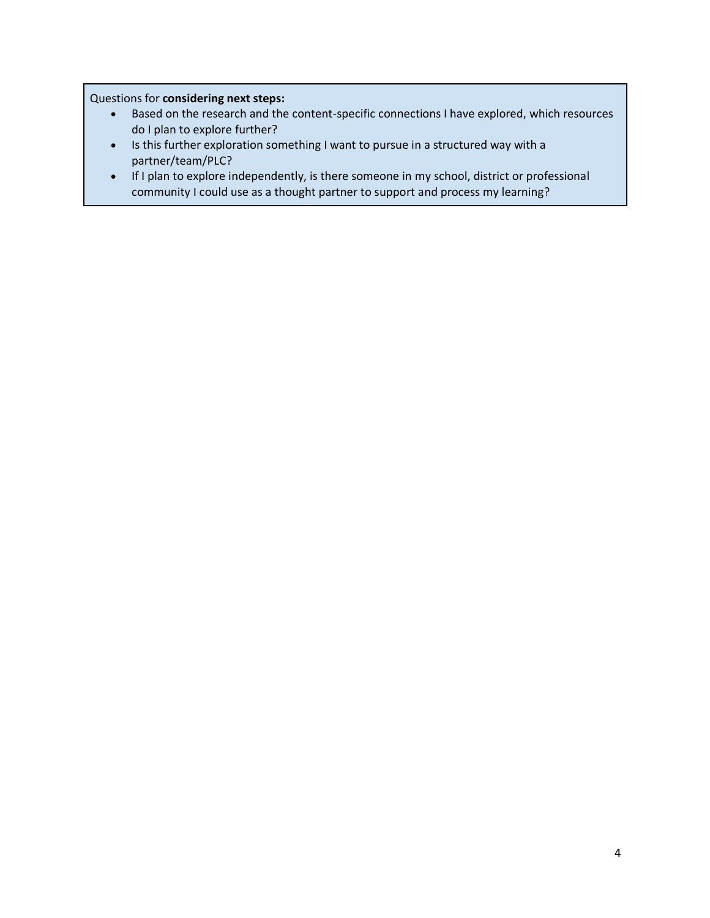Questions for **considering next steps:**

- Based on the research and the content-specific connections I have explored, which resources do I plan to explore further?
- Is this further exploration something I want to pursue in a structured way with a partner/team/PLC?
- If I plan to explore independently, is there someone in my school, district or professional community I could use as a thought partner to support and process my learning?